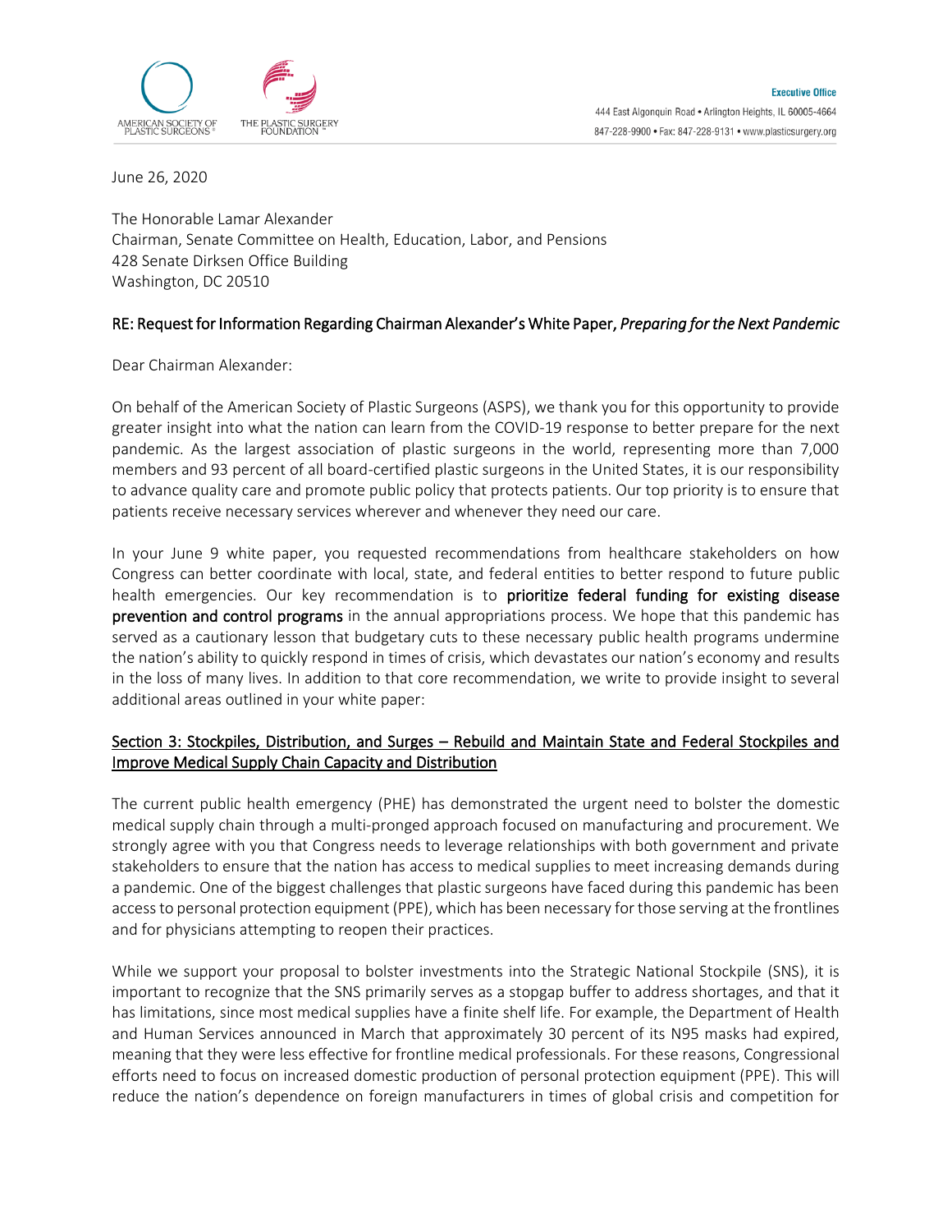AMERICAN SOCIETY OF PLASTIC SURGEONS®　　THE PLASTIC SURGERY FOUNDATION™

**Executive Office**
444 East Algonquin Road • Arlington Heights, IL 60005-4664
847-228-9900 • Fax: 847-228-9131 • www.plasticsurgery.org

June 26, 2020

The Honorable Lamar Alexander
Chairman, Senate Committee on Health, Education, Labor, and Pensions
428 Senate Dirksen Office Building
Washington, DC 20510

RE: Request for Information Regarding Chairman Alexander's White Paper, *Preparing for the Next Pandemic*

Dear Chairman Alexander:

On behalf of the American Society of Plastic Surgeons (ASPS), we thank you for this opportunity to provide greater insight into what the nation can learn from the COVID-19 response to better prepare for the next pandemic. As the largest association of plastic surgeons in the world, representing more than 7,000 members and 93 percent of all board-certified plastic surgeons in the United States, it is our responsibility to advance quality care and promote public policy that protects patients. Our top priority is to ensure that patients receive necessary services wherever and whenever they need our care.

In your June 9 white paper, you requested recommendations from healthcare stakeholders on how Congress can better coordinate with local, state, and federal entities to better respond to future public health emergencies. Our key recommendation is to **prioritize federal funding for existing disease prevention and control programs** in the annual appropriations process. We hope that this pandemic has served as a cautionary lesson that budgetary cuts to these necessary public health programs undermine the nation's ability to quickly respond in times of crisis, which devastates our nation's economy and results in the loss of many lives. In addition to that core recommendation, we write to provide insight to several additional areas outlined in your white paper:

## Section 3: Stockpiles, Distribution, and Surges – Rebuild and Maintain State and Federal Stockpiles and Improve Medical Supply Chain Capacity and Distribution

The current public health emergency (PHE) has demonstrated the urgent need to bolster the domestic medical supply chain through a multi-pronged approach focused on manufacturing and procurement. We strongly agree with you that Congress needs to leverage relationships with both government and private stakeholders to ensure that the nation has access to medical supplies to meet increasing demands during a pandemic. One of the biggest challenges that plastic surgeons have faced during this pandemic has been access to personal protection equipment (PPE), which has been necessary for those serving at the frontlines and for physicians attempting to reopen their practices.

While we support your proposal to bolster investments into the Strategic National Stockpile (SNS), it is important to recognize that the SNS primarily serves as a stopgap buffer to address shortages, and that it has limitations, since most medical supplies have a finite shelf life. For example, the Department of Health and Human Services announced in March that approximately 30 percent of its N95 masks had expired, meaning that they were less effective for frontline medical professionals. For these reasons, Congressional efforts need to focus on increased domestic production of personal protection equipment (PPE). This will reduce the nation's dependence on foreign manufacturers in times of global crisis and competition for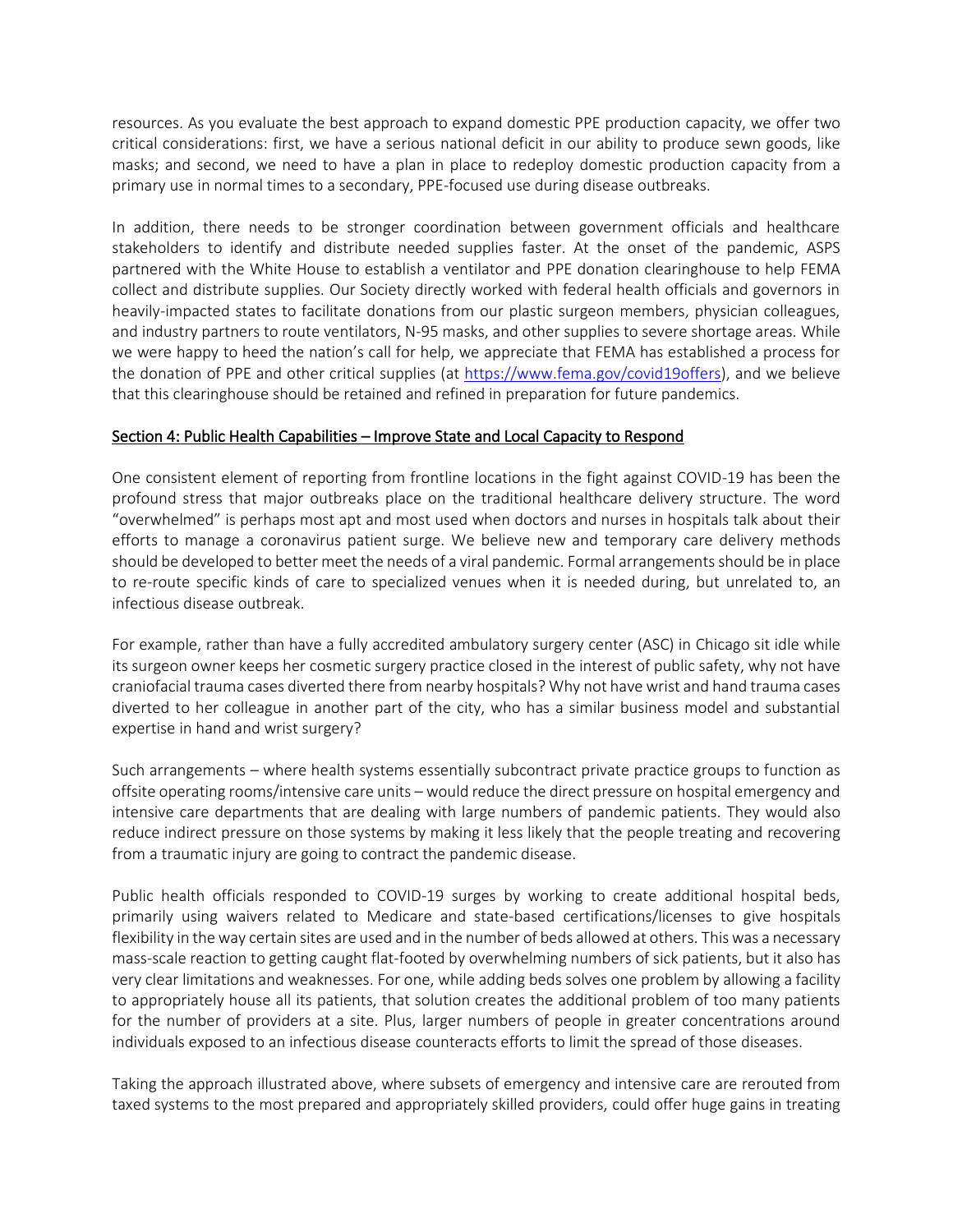resources. As you evaluate the best approach to expand domestic PPE production capacity, we offer two critical considerations: first, we have a serious national deficit in our ability to produce sewn goods, like masks; and second, we need to have a plan in place to redeploy domestic production capacity from a primary use in normal times to a secondary, PPE-focused use during disease outbreaks.

In addition, there needs to be stronger coordination between government officials and healthcare stakeholders to identify and distribute needed supplies faster. At the onset of the pandemic, ASPS partnered with the White House to establish a ventilator and PPE donation clearinghouse to help FEMA collect and distribute supplies. Our Society directly worked with federal health officials and governors in heavily-impacted states to facilitate donations from our plastic surgeon members, physician colleagues, and industry partners to route ventilators, N-95 masks, and other supplies to severe shortage areas. While we were happy to heed the nation's call for help, we appreciate that FEMA has established a process for the donation of PPE and other critical supplies (at [https://www.fema.gov/covid19offers](https://www.fema.gov/covid19offers)), and we believe that this clearinghouse should be retained and refined in preparation for future pandemics.

## Section 4: Public Health Capabilities – Improve State and Local Capacity to Respond

One consistent element of reporting from frontline locations in the fight against COVID-19 has been the profound stress that major outbreaks place on the traditional healthcare delivery structure. The word "overwhelmed" is perhaps most apt and most used when doctors and nurses in hospitals talk about their efforts to manage a coronavirus patient surge. We believe new and temporary care delivery methods should be developed to better meet the needs of a viral pandemic. Formal arrangements should be in place to re-route specific kinds of care to specialized venues when it is needed during, but unrelated to, an infectious disease outbreak.

For example, rather than have a fully accredited ambulatory surgery center (ASC) in Chicago sit idle while its surgeon owner keeps her cosmetic surgery practice closed in the interest of public safety, why not have craniofacial trauma cases diverted there from nearby hospitals? Why not have wrist and hand trauma cases diverted to her colleague in another part of the city, who has a similar business model and substantial expertise in hand and wrist surgery?

Such arrangements – where health systems essentially subcontract private practice groups to function as offsite operating rooms/intensive care units – would reduce the direct pressure on hospital emergency and intensive care departments that are dealing with large numbers of pandemic patients. They would also reduce indirect pressure on those systems by making it less likely that the people treating and recovering from a traumatic injury are going to contract the pandemic disease.

Public health officials responded to COVID-19 surges by working to create additional hospital beds, primarily using waivers related to Medicare and state-based certifications/licenses to give hospitals flexibility in the way certain sites are used and in the number of beds allowed at others. This was a necessary mass-scale reaction to getting caught flat-footed by overwhelming numbers of sick patients, but it also has very clear limitations and weaknesses. For one, while adding beds solves one problem by allowing a facility to appropriately house all its patients, that solution creates the additional problem of too many patients for the number of providers at a site. Plus, larger numbers of people in greater concentrations around individuals exposed to an infectious disease counteracts efforts to limit the spread of those diseases.

Taking the approach illustrated above, where subsets of emergency and intensive care are rerouted from taxed systems to the most prepared and appropriately skilled providers, could offer huge gains in treating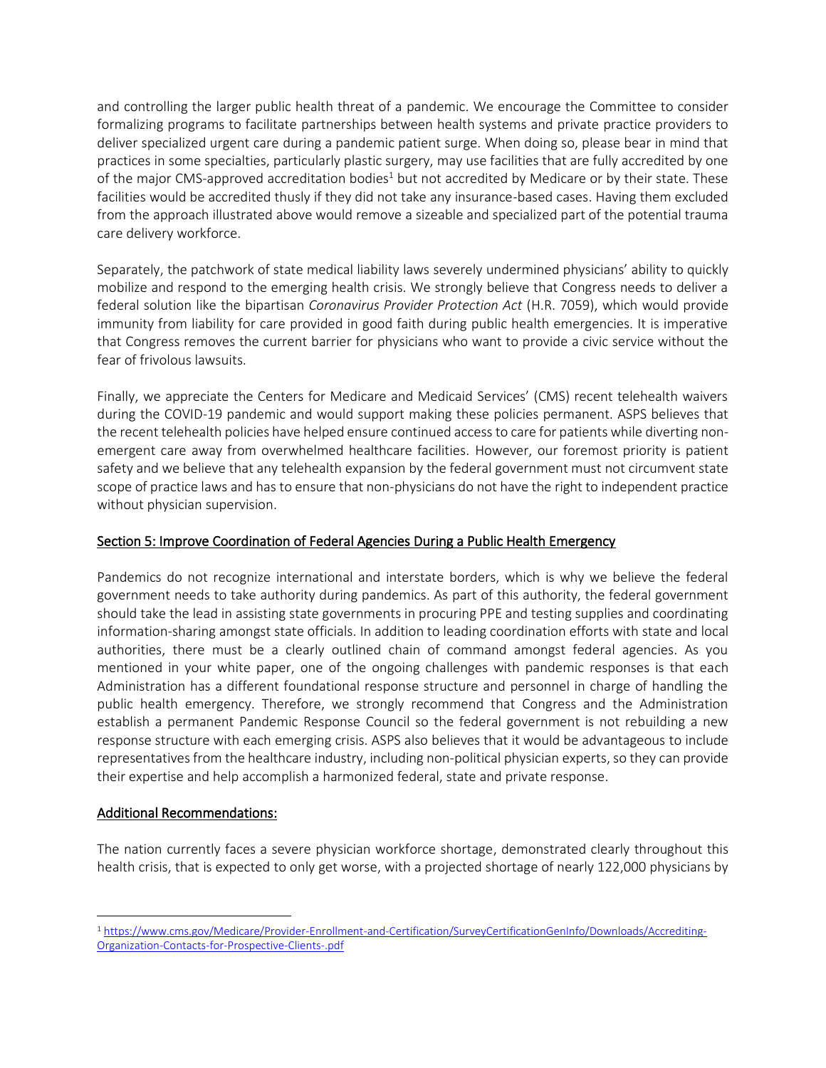and controlling the larger public health threat of a pandemic. We encourage the Committee to consider formalizing programs to facilitate partnerships between health systems and private practice providers to deliver specialized urgent care during a pandemic patient surge. When doing so, please bear in mind that practices in some specialties, particularly plastic surgery, may use facilities that are fully accredited by one of the major CMS-approved accreditation bodies[1] but not accredited by Medicare or by their state. These facilities would be accredited thusly if they did not take any insurance-based cases. Having them excluded from the approach illustrated above would remove a sizeable and specialized part of the potential trauma care delivery workforce.

Separately, the patchwork of state medical liability laws severely undermined physicians' ability to quickly mobilize and respond to the emerging health crisis. We strongly believe that Congress needs to deliver a federal solution like the bipartisan *Coronavirus Provider Protection Act* (H.R. 7059), which would provide immunity from liability for care provided in good faith during public health emergencies. It is imperative that Congress removes the current barrier for physicians who want to provide a civic service without the fear of frivolous lawsuits.

Finally, we appreciate the Centers for Medicare and Medicaid Services' (CMS) recent telehealth waivers during the COVID-19 pandemic and would support making these policies permanent. ASPS believes that the recent telehealth policies have helped ensure continued access to care for patients while diverting non-emergent care away from overwhelmed healthcare facilities. However, our foremost priority is patient safety and we believe that any telehealth expansion by the federal government must not circumvent state scope of practice laws and has to ensure that non-physicians do not have the right to independent practice without physician supervision.

<u>Section 5: Improve Coordination of Federal Agencies During a Public Health Emergency</u>

Pandemics do not recognize international and interstate borders, which is why we believe the federal government needs to take authority during pandemics. As part of this authority, the federal government should take the lead in assisting state governments in procuring PPE and testing supplies and coordinating information-sharing amongst state officials. In addition to leading coordination efforts with state and local authorities, there must be a clearly outlined chain of command amongst federal agencies. As you mentioned in your white paper, one of the ongoing challenges with pandemic responses is that each Administration has a different foundational response structure and personnel in charge of handling the public health emergency. Therefore, we strongly recommend that Congress and the Administration establish a permanent Pandemic Response Council so the federal government is not rebuilding a new response structure with each emerging crisis. ASPS also believes that it would be advantageous to include representatives from the healthcare industry, including non-political physician experts, so they can provide their expertise and help accomplish a harmonized federal, state and private response.

<u>Additional Recommendations:</u>

The nation currently faces a severe physician workforce shortage, demonstrated clearly throughout this health crisis, that is expected to only get worse, with a projected shortage of nearly 122,000 physicians by

---

[1] https://www.cms.gov/Medicare/Provider-Enrollment-and-Certification/SurveyCertificationGenInfo/Downloads/Accrediting-Organization-Contacts-for-Prospective-Clients-.pdf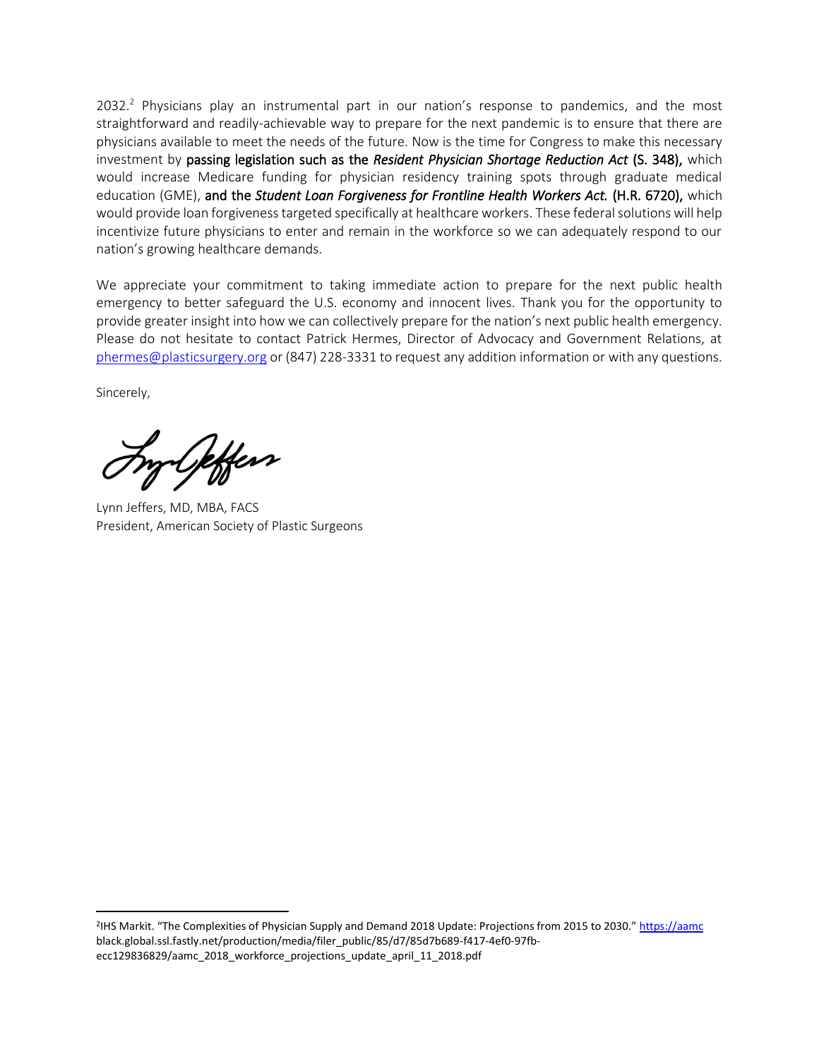2032.[2] Physicians play an instrumental part in our nation's response to pandemics, and the most straightforward and readily-achievable way to prepare for the next pandemic is to ensure that there are physicians available to meet the needs of the future. Now is the time for Congress to make this necessary investment by **passing legislation such as the *Resident Physician Shortage Reduction Act* (S. 348),** which would increase Medicare funding for physician residency training spots through graduate medical education (GME), **and the *Student Loan Forgiveness for Frontline Health Workers Act.* (H.R. 6720),** which would provide loan forgiveness targeted specifically at healthcare workers. These federal solutions will help incentivize future physicians to enter and remain in the workforce so we can adequately respond to our nation's growing healthcare demands.

We appreciate your commitment to taking immediate action to prepare for the next public health emergency to better safeguard the U.S. economy and innocent lives. Thank you for the opportunity to provide greater insight into how we can collectively prepare for the nation's next public health emergency. Please do not hesitate to contact Patrick Hermes, Director of Advocacy and Government Relations, at phermes@plasticsurgery.org or (847) 228-3331 to request any addition information or with any questions.

Sincerely,

Lynn Jeffers, MD, MBA, FACS
President, American Society of Plastic Surgeons

---

[2] IHS Markit. "The Complexities of Physician Supply and Demand 2018 Update: Projections from 2015 to 2030." https://aamcblack.global.ssl.fastly.net/production/media/filer_public/85/d7/85d7b689-f417-4ef0-97fb-ecc129836829/aamc_2018_workforce_projections_update_april_11_2018.pdf